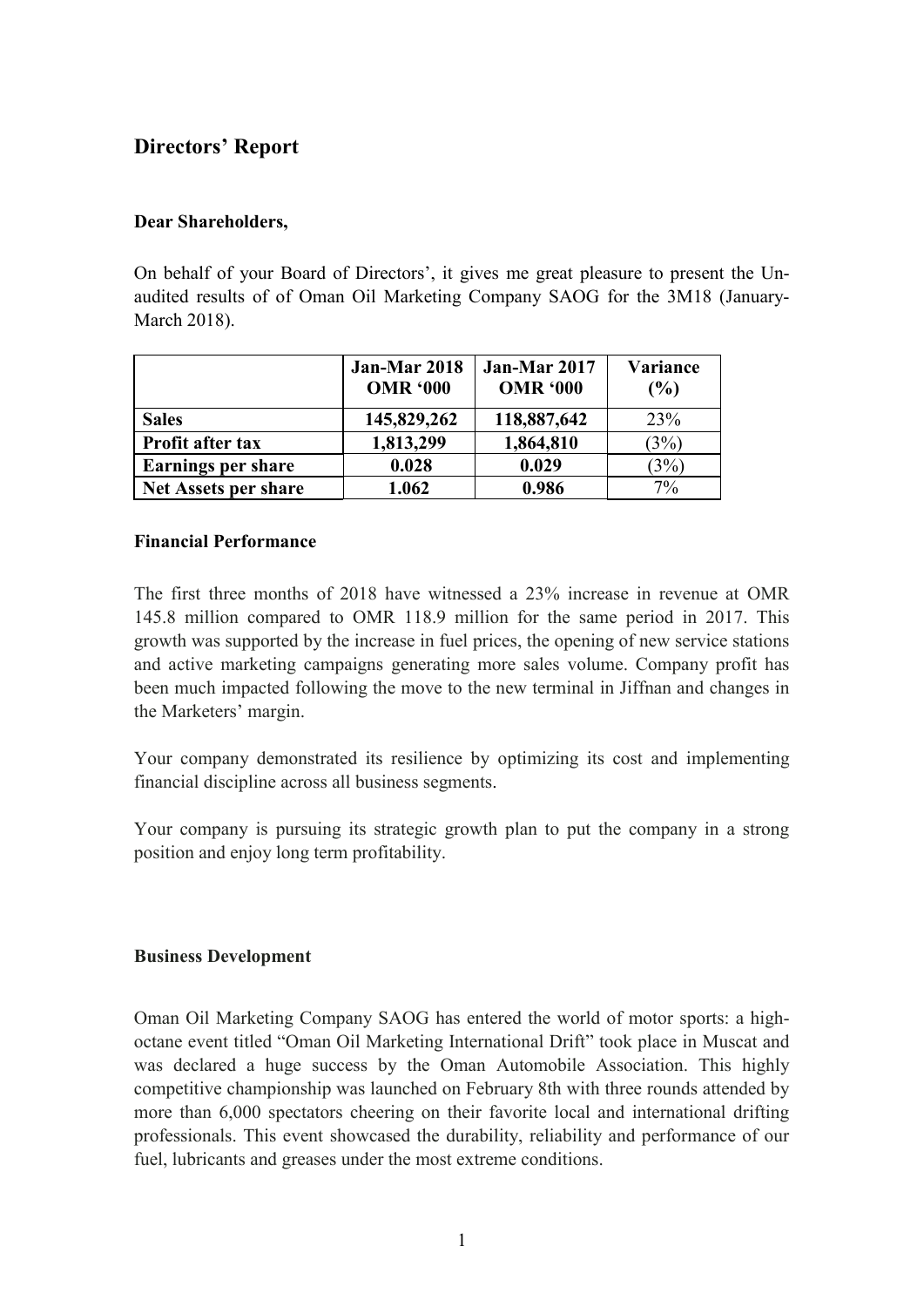## Directors' Report

**Dear Shareholders,**

On behalf of your Board of Directors', it gives me great pleasure to present the Un-audited results of of Oman Oil Marketing Company SAOG for the 3M18 (January-March 2018).

| | Jan-Mar 2018 OMR '000 | Jan-Mar 2017 OMR '000 | Variance (%) |
|---|---|---|---|
| **Sales** | **145,829,262** | **118,887,642** | 23% |
| **Profit after tax** | **1,813,299** | **1,864,810** | (3%) |
| **Earnings per share** | **0.028** | **0.029** | (3%) |
| **Net Assets per share** | **1.062** | **0.986** | 7% |

**Financial Performance**

The first three months of 2018 have witnessed a 23% increase in revenue at OMR 145.8 million compared to OMR 118.9 million for the same period in 2017. This growth was supported by the increase in fuel prices, the opening of new service stations and active marketing campaigns generating more sales volume. Company profit has been much impacted following the move to the new terminal in Jiffnan and changes in the Marketers' margin.

Your company demonstrated its resilience by optimizing its cost and implementing financial discipline across all business segments.

Your company is pursuing its strategic growth plan to put the company in a strong position and enjoy long term profitability.

**Business Development**

Oman Oil Marketing Company SAOG has entered the world of motor sports: a high-octane event titled "Oman Oil Marketing International Drift" took place in Muscat and was declared a huge success by the Oman Automobile Association. This highly competitive championship was launched on February 8th with three rounds attended by more than 6,000 spectators cheering on their favorite local and international drifting professionals. This event showcased the durability, reliability and performance of our fuel, lubricants and greases under the most extreme conditions.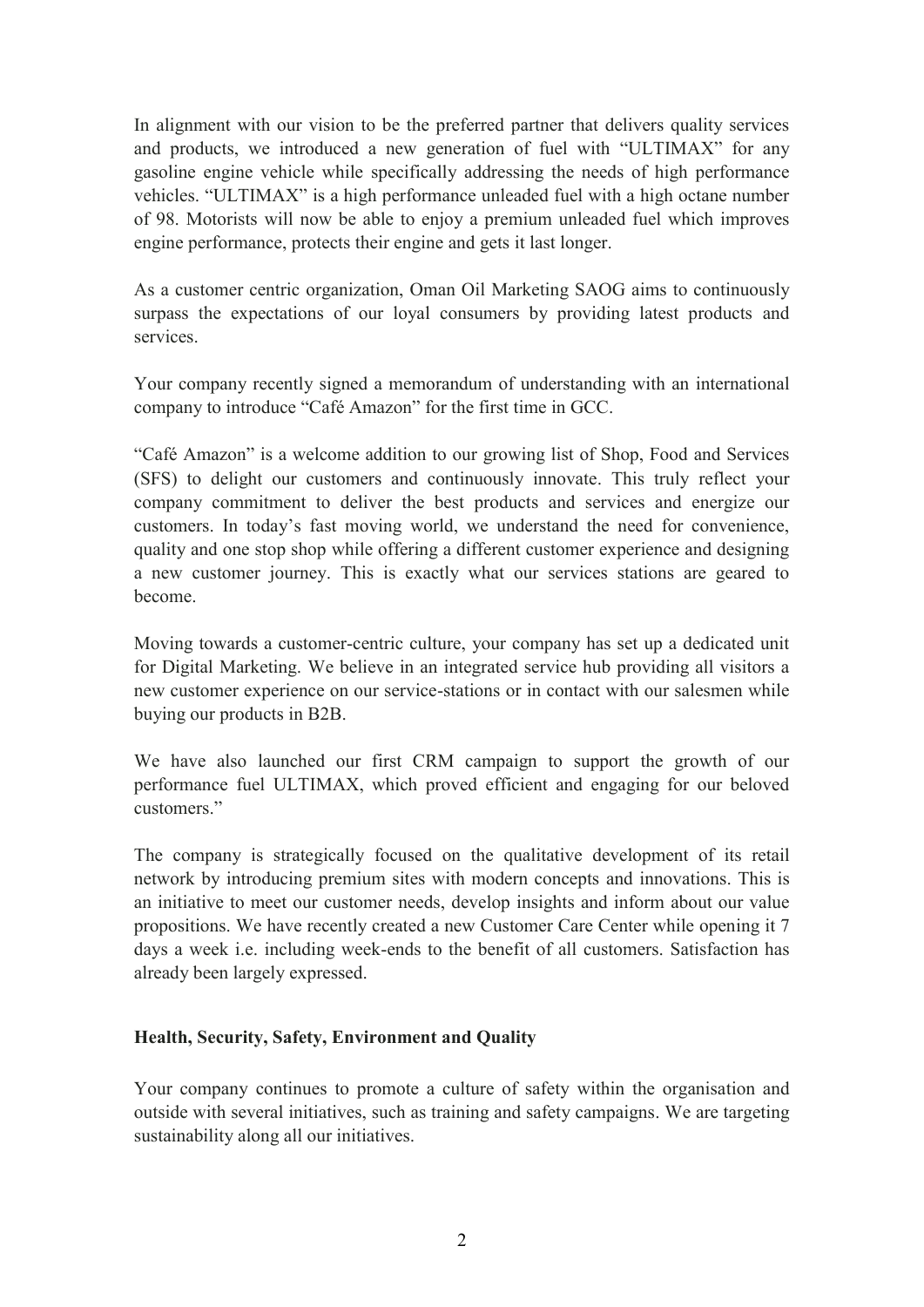In alignment with our vision to be the preferred partner that delivers quality services and products, we introduced a new generation of fuel with "ULTIMAX" for any gasoline engine vehicle while specifically addressing the needs of high performance vehicles. "ULTIMAX" is a high performance unleaded fuel with a high octane number of 98. Motorists will now be able to enjoy a premium unleaded fuel which improves engine performance, protects their engine and gets it last longer.

As a customer centric organization, Oman Oil Marketing SAOG aims to continuously surpass the expectations of our loyal consumers by providing latest products and services.

Your company recently signed a memorandum of understanding with an international company to introduce "Café Amazon" for the first time in GCC.

"Café Amazon" is a welcome addition to our growing list of Shop, Food and Services (SFS) to delight our customers and continuously innovate. This truly reflect your company commitment to deliver the best products and services and energize our customers. In today's fast moving world, we understand the need for convenience, quality and one stop shop while offering a different customer experience and designing a new customer journey. This is exactly what our services stations are geared to become.

Moving towards a customer-centric culture, your company has set up a dedicated unit for Digital Marketing. We believe in an integrated service hub providing all visitors a new customer experience on our service-stations or in contact with our salesmen while buying our products in B2B.

We have also launched our first CRM campaign to support the growth of our performance fuel ULTIMAX, which proved efficient and engaging for our beloved customers."

The company is strategically focused on the qualitative development of its retail network by introducing premium sites with modern concepts and innovations. This is an initiative to meet our customer needs, develop insights and inform about our value propositions. We have recently created a new Customer Care Center while opening it 7 days a week i.e. including week-ends to the benefit of all customers. Satisfaction has already been largely expressed.

**Health, Security, Safety, Environment and Quality**

Your company continues to promote a culture of safety within the organisation and outside with several initiatives, such as training and safety campaigns. We are targeting sustainability along all our initiatives.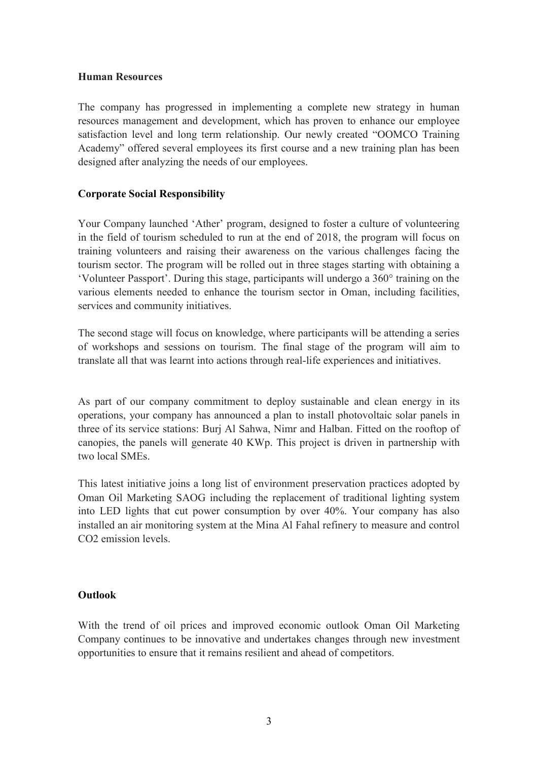**Human Resources**

The company has progressed in implementing a complete new strategy in human resources management and development, which has proven to enhance our employee satisfaction level and long term relationship. Our newly created "OOMCO Training Academy" offered several employees its first course and a new training plan has been designed after analyzing the needs of our employees.

**Corporate Social Responsibility**

Your Company launched 'Ather' program, designed to foster a culture of volunteering in the field of tourism scheduled to run at the end of 2018, the program will focus on training volunteers and raising their awareness on the various challenges facing the tourism sector. The program will be rolled out in three stages starting with obtaining a 'Volunteer Passport'. During this stage, participants will undergo a 360° training on the various elements needed to enhance the tourism sector in Oman, including facilities, services and community initiatives.

The second stage will focus on knowledge, where participants will be attending a series of workshops and sessions on tourism. The final stage of the program will aim to translate all that was learnt into actions through real-life experiences and initiatives.

As part of our company commitment to deploy sustainable and clean energy in its operations, your company has announced a plan to install photovoltaic solar panels in three of its service stations: Burj Al Sahwa, Nimr and Halban. Fitted on the rooftop of canopies, the panels will generate 40 KWp. This project is driven in partnership with two local SMEs.

This latest initiative joins a long list of environment preservation practices adopted by Oman Oil Marketing SAOG including the replacement of traditional lighting system into LED lights that cut power consumption by over 40%. Your company has also installed an air monitoring system at the Mina Al Fahal refinery to measure and control $CO_2$ emission levels.

**Outlook**

With the trend of oil prices and improved economic outlook Oman Oil Marketing Company continues to be innovative and undertakes changes through new investment opportunities to ensure that it remains resilient and ahead of competitors.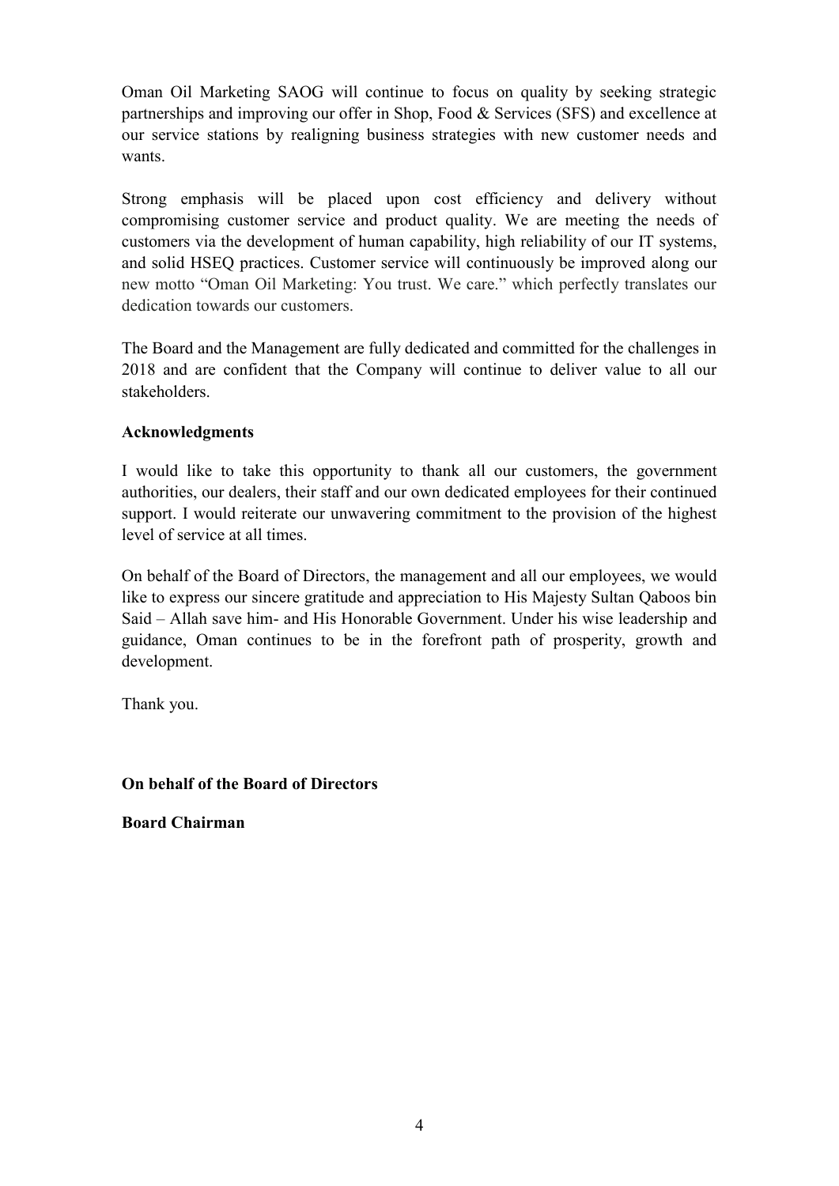Oman Oil Marketing SAOG will continue to focus on quality by seeking strategic partnerships and improving our offer in Shop, Food & Services (SFS) and excellence at our service stations by realigning business strategies with new customer needs and wants.

Strong emphasis will be placed upon cost efficiency and delivery without compromising customer service and product quality. We are meeting the needs of customers via the development of human capability, high reliability of our IT systems, and solid HSEQ practices. Customer service will continuously be improved along our new motto "Oman Oil Marketing: You trust. We care." which perfectly translates our dedication towards our customers.

The Board and the Management are fully dedicated and committed for the challenges in 2018 and are confident that the Company will continue to deliver value to all our stakeholders.

**Acknowledgments**

I would like to take this opportunity to thank all our customers, the government authorities, our dealers, their staff and our own dedicated employees for their continued support. I would reiterate our unwavering commitment to the provision of the highest level of service at all times.

On behalf of the Board of Directors, the management and all our employees, we would like to express our sincere gratitude and appreciation to His Majesty Sultan Qaboos bin Said – Allah save him- and His Honorable Government. Under his wise leadership and guidance, Oman continues to be in the forefront path of prosperity, growth and development.

Thank you.

**On behalf of the Board of Directors**

**Board Chairman**